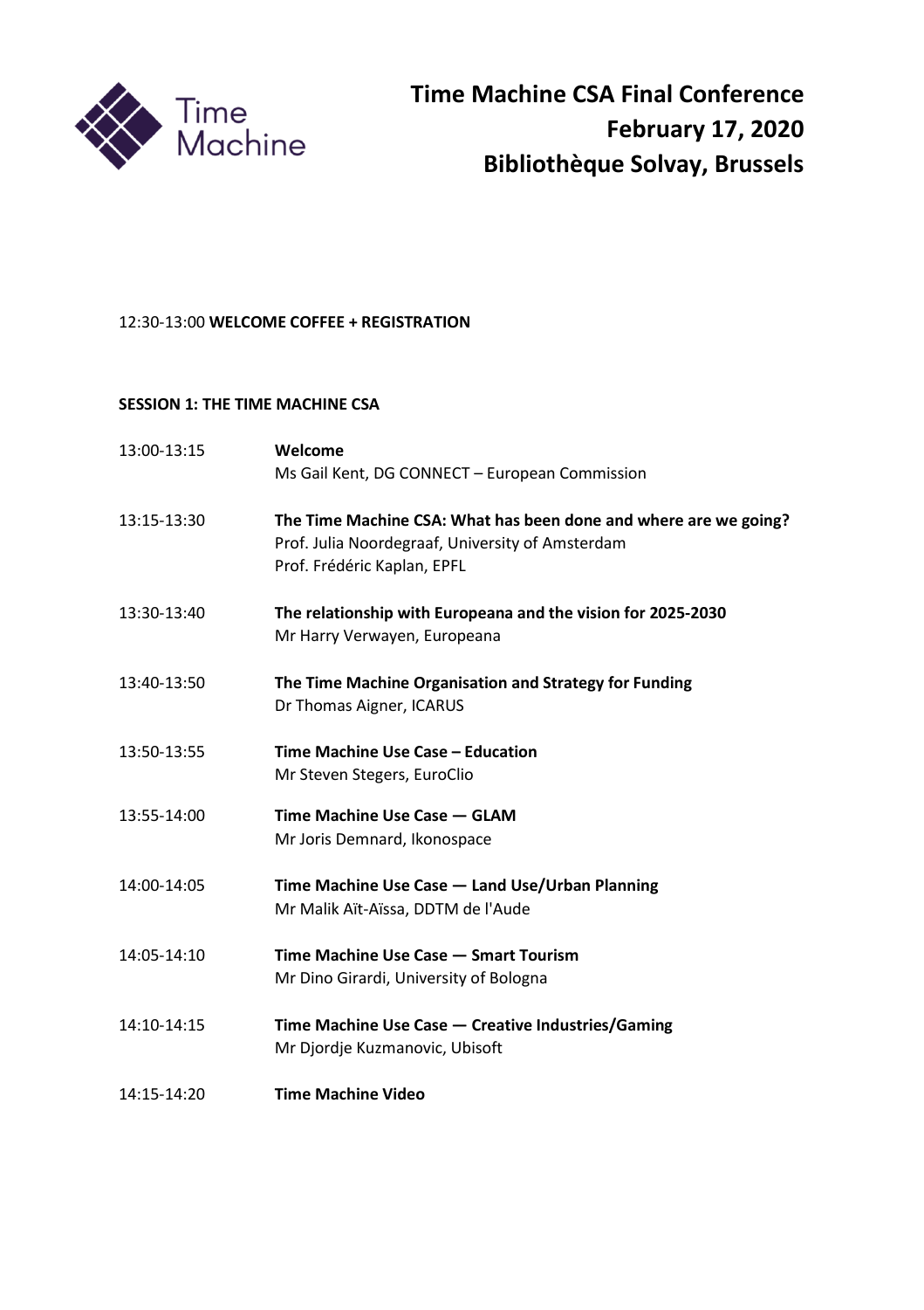# Time Machine CSA Final Conference
## February 17, 2020
## Bibliothèque Solvay, Brussels

12:30-13:00 **WELCOME COFFEE + REGISTRATION**

**SESSION 1: THE TIME MACHINE CSA**

| | |
|---|---|
| 13:00-13:15 | **Welcome**<br>Ms Gail Kent, DG CONNECT – European Commission |
| 13:15-13:30 | **The Time Machine CSA: What has been done and where are we going?**<br>Prof. Julia Noordegraaf, University of Amsterdam<br>Prof. Frédéric Kaplan, EPFL |
| 13:30-13:40 | **The relationship with Europeana and the vision for 2025-2030**<br>Mr Harry Verwayen, Europeana |
| 13:40-13:50 | **The Time Machine Organisation and Strategy for Funding**<br>Dr Thomas Aigner, ICARUS |
| 13:50-13:55 | **Time Machine Use Case – Education**<br>Mr Steven Stegers, EuroClio |
| 13:55-14:00 | **Time Machine Use Case — GLAM**<br>Mr Joris Demnard, Ikonospace |
| 14:00-14:05 | **Time Machine Use Case — Land Use/Urban Planning**<br>Mr Malik Aït-Aïssa, DDTM de l'Aude |
| 14:05-14:10 | **Time Machine Use Case — Smart Tourism**<br>Mr Dino Girardi, University of Bologna |
| 14:10-14:15 | **Time Machine Use Case — Creative Industries/Gaming**<br>Mr Djordje Kuzmanovic, Ubisoft |
| 14:15-14:20 | **Time Machine Video** |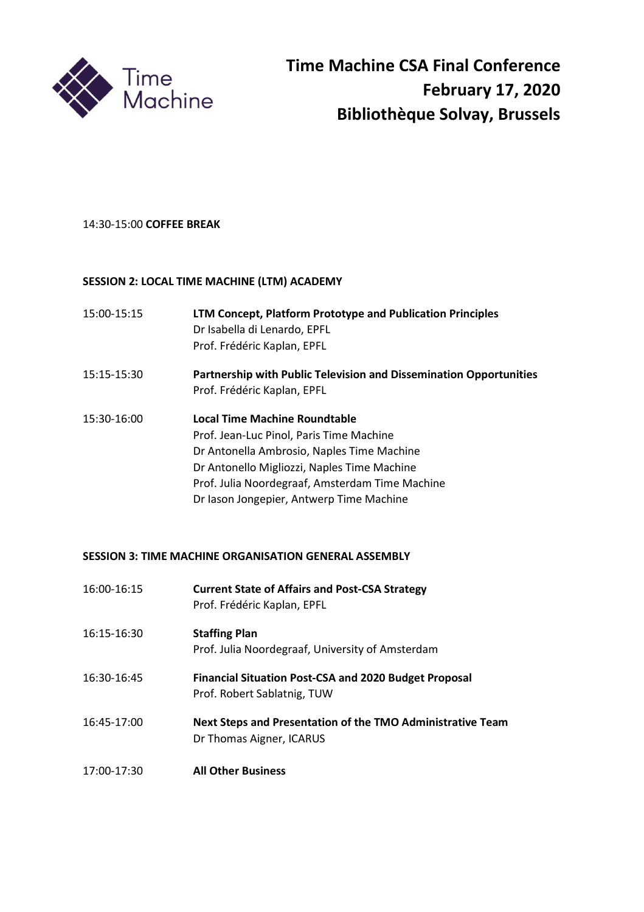# Time Machine CSA Final Conference
# February 17, 2020
# Bibliothèque Solvay, Brussels

14:30-15:00 **COFFEE BREAK**

**SESSION 2: LOCAL TIME MACHINE (LTM) ACADEMY**

15:00-15:15 **LTM Concept, Platform Prototype and Publication Principles**
Dr Isabella di Lenardo, EPFL
Prof. Frédéric Kaplan, EPFL

15:15-15:30 **Partnership with Public Television and Dissemination Opportunities**
Prof. Frédéric Kaplan, EPFL

15:30-16:00 **Local Time Machine Roundtable**
Prof. Jean-Luc Pinol, Paris Time Machine
Dr Antonella Ambrosio, Naples Time Machine
Dr Antonello Migliozzi, Naples Time Machine
Prof. Julia Noordegraaf, Amsterdam Time Machine
Dr Iason Jongepier, Antwerp Time Machine

**SESSION 3: TIME MACHINE ORGANISATION GENERAL ASSEMBLY**

16:00-16:15 **Current State of Affairs and Post-CSA Strategy**
Prof. Frédéric Kaplan, EPFL

16:15-16:30 **Staffing Plan**
Prof. Julia Noordegraaf, University of Amsterdam

16:30-16:45 **Financial Situation Post-CSA and 2020 Budget Proposal**
Prof. Robert Sablatnig, TUW

16:45-17:00 **Next Steps and Presentation of the TMO Administrative Team**
Dr Thomas Aigner, ICARUS

17:00-17:30 **All Other Business**